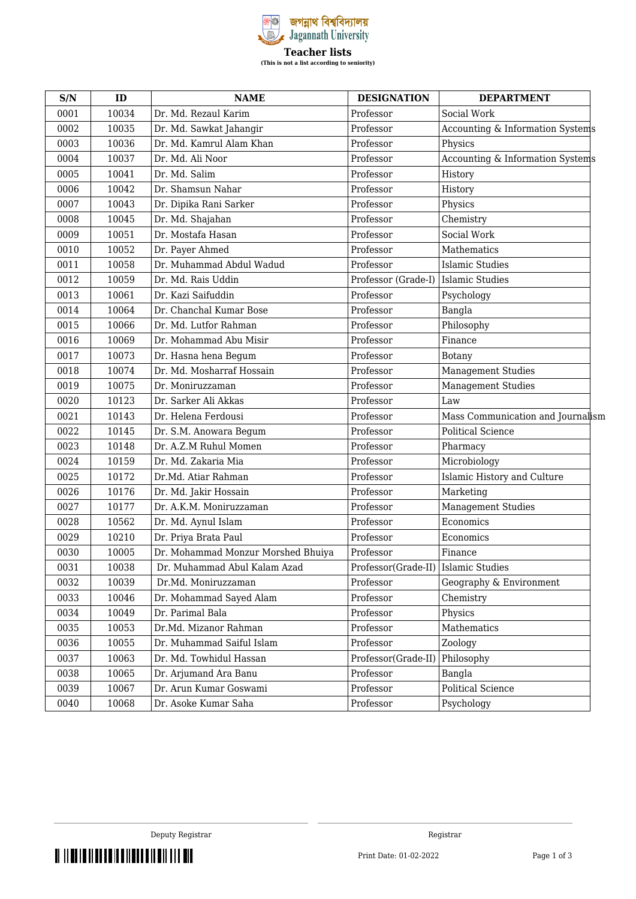জগন্নাথ বিশ্ববিদ্যালয়
Jagannath University

# Teacher lists

**(This is not a list according to seniority)**

| S/N | ID | NAME | DESIGNATION | DEPARTMENT |
|---|---|---|---|---|
| 0001 | 10034 | Dr. Md. Rezaul Karim | Professor | Social Work |
| 0002 | 10035 | Dr. Md. Sawkat Jahangir | Professor | Accounting & Information Systems |
| 0003 | 10036 | Dr. Md. Kamrul Alam Khan | Professor | Physics |
| 0004 | 10037 | Dr. Md. Ali Noor | Professor | Accounting & Information Systems |
| 0005 | 10041 | Dr. Md. Salim | Professor | History |
| 0006 | 10042 | Dr. Shamsun Nahar | Professor | History |
| 0007 | 10043 | Dr. Dipika Rani Sarker | Professor | Physics |
| 0008 | 10045 | Dr. Md. Shajahan | Professor | Chemistry |
| 0009 | 10051 | Dr. Mostafa Hasan | Professor | Social Work |
| 0010 | 10052 | Dr. Payer Ahmed | Professor | Mathematics |
| 0011 | 10058 | Dr. Muhammad Abdul Wadud | Professor | Islamic Studies |
| 0012 | 10059 | Dr. Md. Rais Uddin | Professor (Grade-I) | Islamic Studies |
| 0013 | 10061 | Dr. Kazi Saifuddin | Professor | Psychology |
| 0014 | 10064 | Dr. Chanchal Kumar Bose | Professor | Bangla |
| 0015 | 10066 | Dr. Md. Lutfor Rahman | Professor | Philosophy |
| 0016 | 10069 | Dr. Mohammad Abu Misir | Professor | Finance |
| 0017 | 10073 | Dr. Hasna hena Begum | Professor | Botany |
| 0018 | 10074 | Dr. Md. Mosharraf Hossain | Professor | Management Studies |
| 0019 | 10075 | Dr. Moniruzzaman | Professor | Management Studies |
| 0020 | 10123 | Dr. Sarker Ali Akkas | Professor | Law |
| 0021 | 10143 | Dr. Helena Ferdousi | Professor | Mass Communication and Journalism |
| 0022 | 10145 | Dr. S.M. Anowara Begum | Professor | Political Science |
| 0023 | 10148 | Dr. A.Z.M Ruhul Momen | Professor | Pharmacy |
| 0024 | 10159 | Dr. Md. Zakaria Mia | Professor | Microbiology |
| 0025 | 10172 | Dr.Md. Atiar Rahman | Professor | Islamic History and Culture |
| 0026 | 10176 | Dr. Md. Jakir Hossain | Professor | Marketing |
| 0027 | 10177 | Dr. A.K.M. Moniruzzaman | Professor | Management Studies |
| 0028 | 10562 | Dr. Md. Aynul Islam | Professor | Economics |
| 0029 | 10210 | Dr. Priya Brata Paul | Professor | Economics |
| 0030 | 10005 | Dr. Mohammad Monzur Morshed Bhuiya | Professor | Finance |
| 0031 | 10038 | Dr. Muhammad Abul Kalam Azad | Professor(Grade-II) | Islamic Studies |
| 0032 | 10039 | Dr.Md. Moniruzzaman | Professor | Geography & Environment |
| 0033 | 10046 | Dr. Mohammad Sayed Alam | Professor | Chemistry |
| 0034 | 10049 | Dr. Parimal Bala | Professor | Physics |
| 0035 | 10053 | Dr.Md. Mizanor Rahman | Professor | Mathematics |
| 0036 | 10055 | Dr. Muhammad Saiful Islam | Professor | Zoology |
| 0037 | 10063 | Dr. Md. Towhidul Hassan | Professor(Grade-II) | Philosophy |
| 0038 | 10065 | Dr. Arjumand Ara Banu | Professor | Bangla |
| 0039 | 10067 | Dr. Arun Kumar Goswami | Professor | Political Science |
| 0040 | 10068 | Dr. Asoke Kumar Saha | Professor | Psychology |

Deputy Registrar                                        Registrar

Print Date: 01-02-2022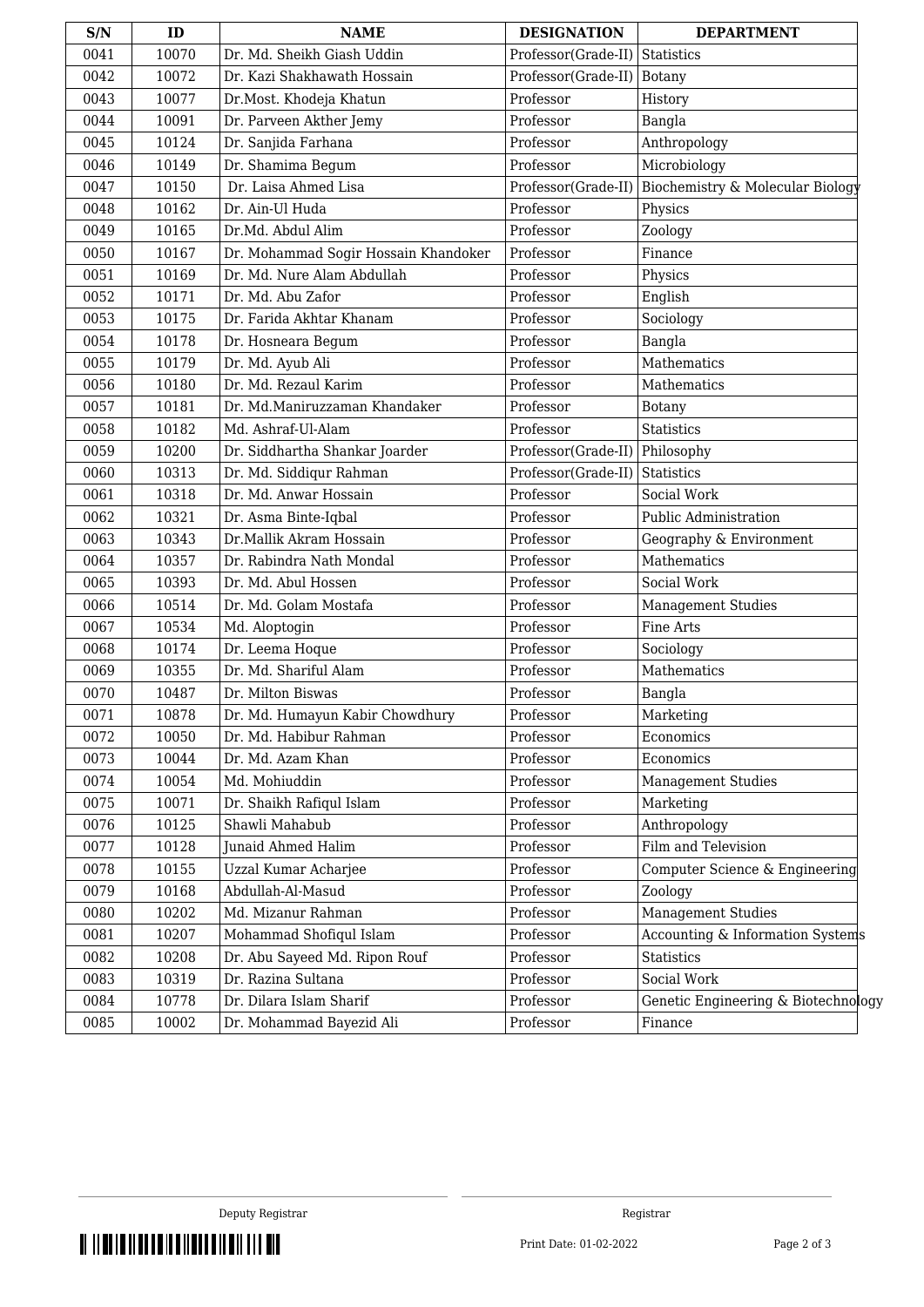| S/N | ID | NAME | DESIGNATION | DEPARTMENT |
|---|---|---|---|---|
| 0041 | 10070 | Dr. Md. Sheikh Giash Uddin | Professor(Grade-II) | Statistics |
| 0042 | 10072 | Dr. Kazi Shakhawath Hossain | Professor(Grade-II) | Botany |
| 0043 | 10077 | Dr.Most. Khodeja Khatun | Professor | History |
| 0044 | 10091 | Dr. Parveen Akther Jemy | Professor | Bangla |
| 0045 | 10124 | Dr. Sanjida Farhana | Professor | Anthropology |
| 0046 | 10149 | Dr. Shamima Begum | Professor | Microbiology |
| 0047 | 10150 | Dr. Laisa Ahmed Lisa | Professor(Grade-II) | Biochemistry & Molecular Biology |
| 0048 | 10162 | Dr. Ain-Ul Huda | Professor | Physics |
| 0049 | 10165 | Dr.Md. Abdul Alim | Professor | Zoology |
| 0050 | 10167 | Dr. Mohammad Sogir Hossain Khandoker | Professor | Finance |
| 0051 | 10169 | Dr. Md. Nure Alam Abdullah | Professor | Physics |
| 0052 | 10171 | Dr. Md. Abu Zafor | Professor | English |
| 0053 | 10175 | Dr. Farida Akhtar Khanam | Professor | Sociology |
| 0054 | 10178 | Dr. Hosneara Begum | Professor | Bangla |
| 0055 | 10179 | Dr. Md. Ayub Ali | Professor | Mathematics |
| 0056 | 10180 | Dr. Md. Rezaul Karim | Professor | Mathematics |
| 0057 | 10181 | Dr. Md.Maniruzzaman Khandaker | Professor | Botany |
| 0058 | 10182 | Md. Ashraf-Ul-Alam | Professor | Statistics |
| 0059 | 10200 | Dr. Siddhartha Shankar Joarder | Professor(Grade-II) | Philosophy |
| 0060 | 10313 | Dr. Md. Siddiqur Rahman | Professor(Grade-II) | Statistics |
| 0061 | 10318 | Dr. Md. Anwar Hossain | Professor | Social Work |
| 0062 | 10321 | Dr. Asma Binte-Iqbal | Professor | Public Administration |
| 0063 | 10343 | Dr.Mallik Akram Hossain | Professor | Geography & Environment |
| 0064 | 10357 | Dr. Rabindra Nath Mondal | Professor | Mathematics |
| 0065 | 10393 | Dr. Md. Abul Hossen | Professor | Social Work |
| 0066 | 10514 | Dr. Md. Golam Mostafa | Professor | Management Studies |
| 0067 | 10534 | Md. Aloptogin | Professor | Fine Arts |
| 0068 | 10174 | Dr. Leema Hoque | Professor | Sociology |
| 0069 | 10355 | Dr. Md. Shariful Alam | Professor | Mathematics |
| 0070 | 10487 | Dr. Milton Biswas | Professor | Bangla |
| 0071 | 10878 | Dr. Md. Humayun Kabir Chowdhury | Professor | Marketing |
| 0072 | 10050 | Dr. Md. Habibur Rahman | Professor | Economics |
| 0073 | 10044 | Dr. Md. Azam Khan | Professor | Economics |
| 0074 | 10054 | Md. Mohiuddin | Professor | Management Studies |
| 0075 | 10071 | Dr. Shaikh Rafiqul Islam | Professor | Marketing |
| 0076 | 10125 | Shawli Mahabub | Professor | Anthropology |
| 0077 | 10128 | Junaid Ahmed Halim | Professor | Film and Television |
| 0078 | 10155 | Uzzal Kumar Acharjee | Professor | Computer Science & Engineering |
| 0079 | 10168 | Abdullah-Al-Masud | Professor | Zoology |
| 0080 | 10202 | Md. Mizanur Rahman | Professor | Management Studies |
| 0081 | 10207 | Mohammad Shofiqul Islam | Professor | Accounting & Information Systems |
| 0082 | 10208 | Dr. Abu Sayeed Md. Ripon Rouf | Professor | Statistics |
| 0083 | 10319 | Dr. Razina Sultana | Professor | Social Work |
| 0084 | 10778 | Dr. Dilara Islam Sharif | Professor | Genetic Engineering & Biotechnology |
| 0085 | 10002 | Dr. Mohammad Bayezid Ali | Professor | Finance |

Deputy Registrar

Registrar

Print Date: 01-02-2022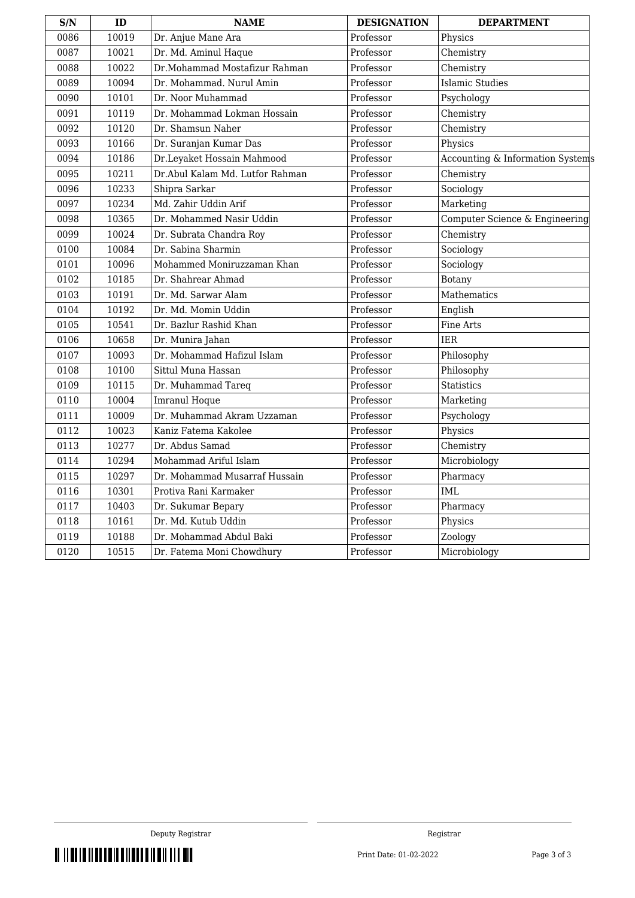| S/N | ID | NAME | DESIGNATION | DEPARTMENT |
|---|---|---|---|---|
| 0086 | 10019 | Dr. Anjue Mane Ara | Professor | Physics |
| 0087 | 10021 | Dr. Md. Aminul Haque | Professor | Chemistry |
| 0088 | 10022 | Dr.Mohammad Mostafizur Rahman | Professor | Chemistry |
| 0089 | 10094 | Dr. Mohammad. Nurul Amin | Professor | Islamic Studies |
| 0090 | 10101 | Dr. Noor Muhammad | Professor | Psychology |
| 0091 | 10119 | Dr. Mohammad Lokman Hossain | Professor | Chemistry |
| 0092 | 10120 | Dr. Shamsun Naher | Professor | Chemistry |
| 0093 | 10166 | Dr. Suranjan Kumar Das | Professor | Physics |
| 0094 | 10186 | Dr.Leyaket Hossain Mahmood | Professor | Accounting & Information Systems |
| 0095 | 10211 | Dr.Abul Kalam Md. Lutfor Rahman | Professor | Chemistry |
| 0096 | 10233 | Shipra Sarkar | Professor | Sociology |
| 0097 | 10234 | Md. Zahir Uddin Arif | Professor | Marketing |
| 0098 | 10365 | Dr. Mohammed Nasir Uddin | Professor | Computer Science & Engineering |
| 0099 | 10024 | Dr. Subrata Chandra Roy | Professor | Chemistry |
| 0100 | 10084 | Dr. Sabina Sharmin | Professor | Sociology |
| 0101 | 10096 | Mohammed Moniruzzaman Khan | Professor | Sociology |
| 0102 | 10185 | Dr. Shahrear Ahmad | Professor | Botany |
| 0103 | 10191 | Dr. Md. Sarwar Alam | Professor | Mathematics |
| 0104 | 10192 | Dr. Md. Momin Uddin | Professor | English |
| 0105 | 10541 | Dr. Bazlur Rashid Khan | Professor | Fine Arts |
| 0106 | 10658 | Dr. Munira Jahan | Professor | IER |
| 0107 | 10093 | Dr. Mohammad Hafizul Islam | Professor | Philosophy |
| 0108 | 10100 | Sittul Muna Hassan | Professor | Philosophy |
| 0109 | 10115 | Dr. Muhammad Tareq | Professor | Statistics |
| 0110 | 10004 | Imranul Hoque | Professor | Marketing |
| 0111 | 10009 | Dr. Muhammad Akram Uzzaman | Professor | Psychology |
| 0112 | 10023 | Kaniz Fatema Kakolee | Professor | Physics |
| 0113 | 10277 | Dr. Abdus Samad | Professor | Chemistry |
| 0114 | 10294 | Mohammad Ariful Islam | Professor | Microbiology |
| 0115 | 10297 | Dr. Mohammad Musarraf Hussain | Professor | Pharmacy |
| 0116 | 10301 | Protiva Rani Karmaker | Professor | IML |
| 0117 | 10403 | Dr. Sukumar Bepary | Professor | Pharmacy |
| 0118 | 10161 | Dr. Md. Kutub Uddin | Professor | Physics |
| 0119 | 10188 | Dr. Mohammad Abdul Baki | Professor | Zoology |
| 0120 | 10515 | Dr. Fatema Moni Chowdhury | Professor | Microbiology |

Deputy Registrar

Registrar

Print Date: 01-02-2022